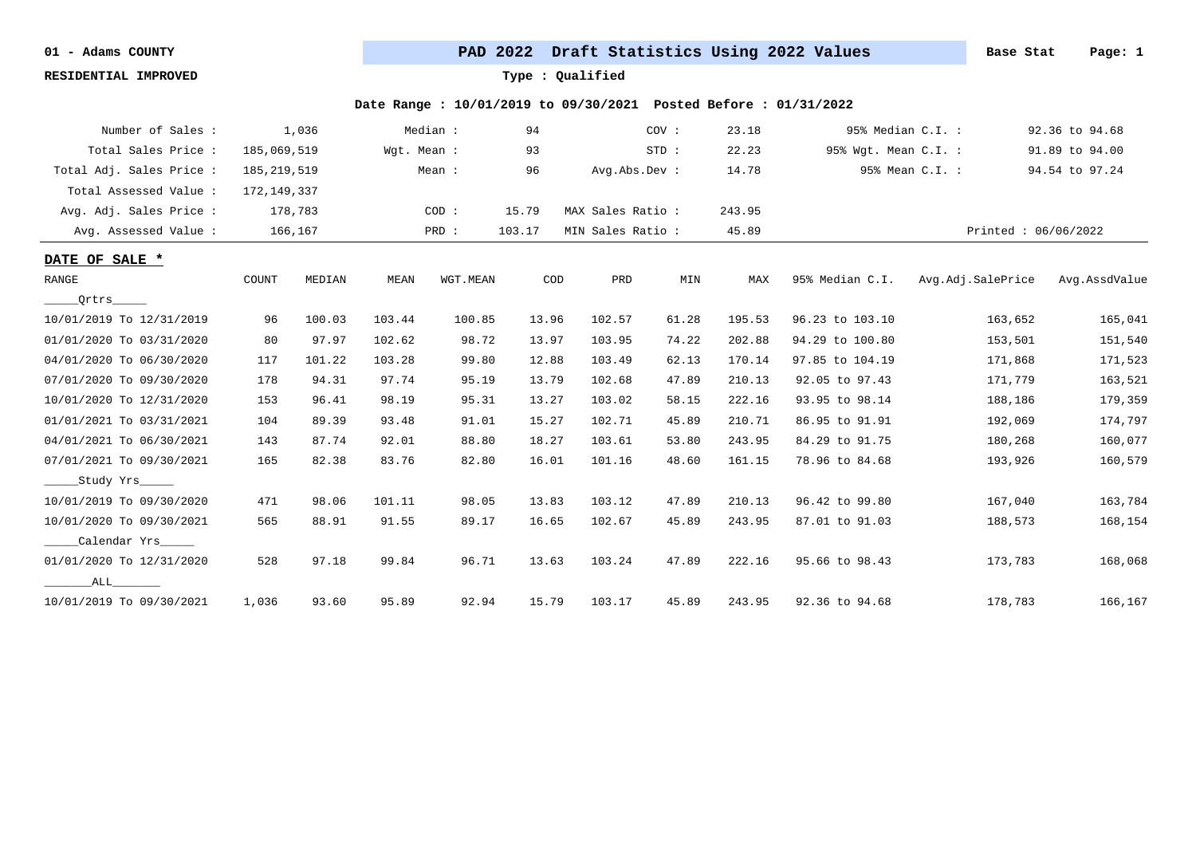01 - Adams COUNTY

**PAD 2022 Draft Statistics Using 2022 Values** — Base Stat

**RESIDENTIAL IMPROVED**

Type : Qualified

**Date Range : 10/01/2019 to 09/30/2021 Posted Before : 01/31/2022**

| | | | | | | | |
|---|---|---|---|---|---|---|---|
| Number of Sales : | 1,036 | Median : | 94 | COV : | 23.18 | 95% Median C.I. : | 92.36 to 94.68 |
| Total Sales Price : | 185,069,519 | Wgt. Mean : | 93 | STD : | 22.23 | 95% Wgt. Mean C.I. : | 91.89 to 94.00 |
| Total Adj. Sales Price : | 185,219,519 | Mean : | 96 | Avg.Abs.Dev : | 14.78 | 95% Mean C.I. : | 94.54 to 97.24 |
| Total Assessed Value : | 172,149,337 | | | | | | |
| Avg. Adj. Sales Price : | 178,783 | COD : | 15.79 | MAX Sales Ratio : | 243.95 | | |
| Avg. Assessed Value : | 166,167 | PRD : | 103.17 | MIN Sales Ratio : | 45.89 | | Printed : 06/06/2022 |

**DATE OF SALE ***

| RANGE | COUNT | MEDIAN | MEAN | WGT.MEAN | COD | PRD | MIN | MAX | 95% Median C.I. | Avg.Adj.SalePrice | Avg.AssdValue |
|---|---|---|---|---|---|---|---|---|---|---|---|
| _____Qrtrs_____ | | | | | | | | | | | |
| 10/01/2019 To 12/31/2019 | 96 | 100.03 | 103.44 | 100.85 | 13.96 | 102.57 | 61.28 | 195.53 | 96.23 to 103.10 | 163,652 | 165,041 |
| 01/01/2020 To 03/31/2020 | 80 | 97.97 | 102.62 | 98.72 | 13.97 | 103.95 | 74.22 | 202.88 | 94.29 to 100.80 | 153,501 | 151,540 |
| 04/01/2020 To 06/30/2020 | 117 | 101.22 | 103.28 | 99.80 | 12.88 | 103.49 | 62.13 | 170.14 | 97.85 to 104.19 | 171,868 | 171,523 |
| 07/01/2020 To 09/30/2020 | 178 | 94.31 | 97.74 | 95.19 | 13.79 | 102.68 | 47.89 | 210.13 | 92.05 to 97.43 | 171,779 | 163,521 |
| 10/01/2020 To 12/31/2020 | 153 | 96.41 | 98.19 | 95.31 | 13.27 | 103.02 | 58.15 | 222.16 | 93.95 to 98.14 | 188,186 | 179,359 |
| 01/01/2021 To 03/31/2021 | 104 | 89.39 | 93.48 | 91.01 | 15.27 | 102.71 | 45.89 | 210.71 | 86.95 to 91.91 | 192,069 | 174,797 |
| 04/01/2021 To 06/30/2021 | 143 | 87.74 | 92.01 | 88.80 | 18.27 | 103.61 | 53.80 | 243.95 | 84.29 to 91.75 | 180,268 | 160,077 |
| 07/01/2021 To 09/30/2021 | 165 | 82.38 | 83.76 | 82.80 | 16.01 | 101.16 | 48.60 | 161.15 | 78.96 to 84.68 | 193,926 | 160,579 |
| _____Study Yrs_____ | | | | | | | | | | | |
| 10/01/2019 To 09/30/2020 | 471 | 98.06 | 101.11 | 98.05 | 13.83 | 103.12 | 47.89 | 210.13 | 96.42 to 99.80 | 167,040 | 163,784 |
| 10/01/2020 To 09/30/2021 | 565 | 88.91 | 91.55 | 89.17 | 16.65 | 102.67 | 45.89 | 243.95 | 87.01 to 91.03 | 188,573 | 168,154 |
| _____Calendar Yrs_____ | | | | | | | | | | | |
| 01/01/2020 To 12/31/2020 | 528 | 97.18 | 99.84 | 96.71 | 13.63 | 103.24 | 47.89 | 222.16 | 95.66 to 98.43 | 173,783 | 168,068 |
| _______ALL_______ | | | | | | | | | | | |
| 10/01/2019 To 09/30/2021 | 1,036 | 93.60 | 95.89 | 92.94 | 15.79 | 103.17 | 45.89 | 243.95 | 92.36 to 94.68 | 178,783 | 166,167 |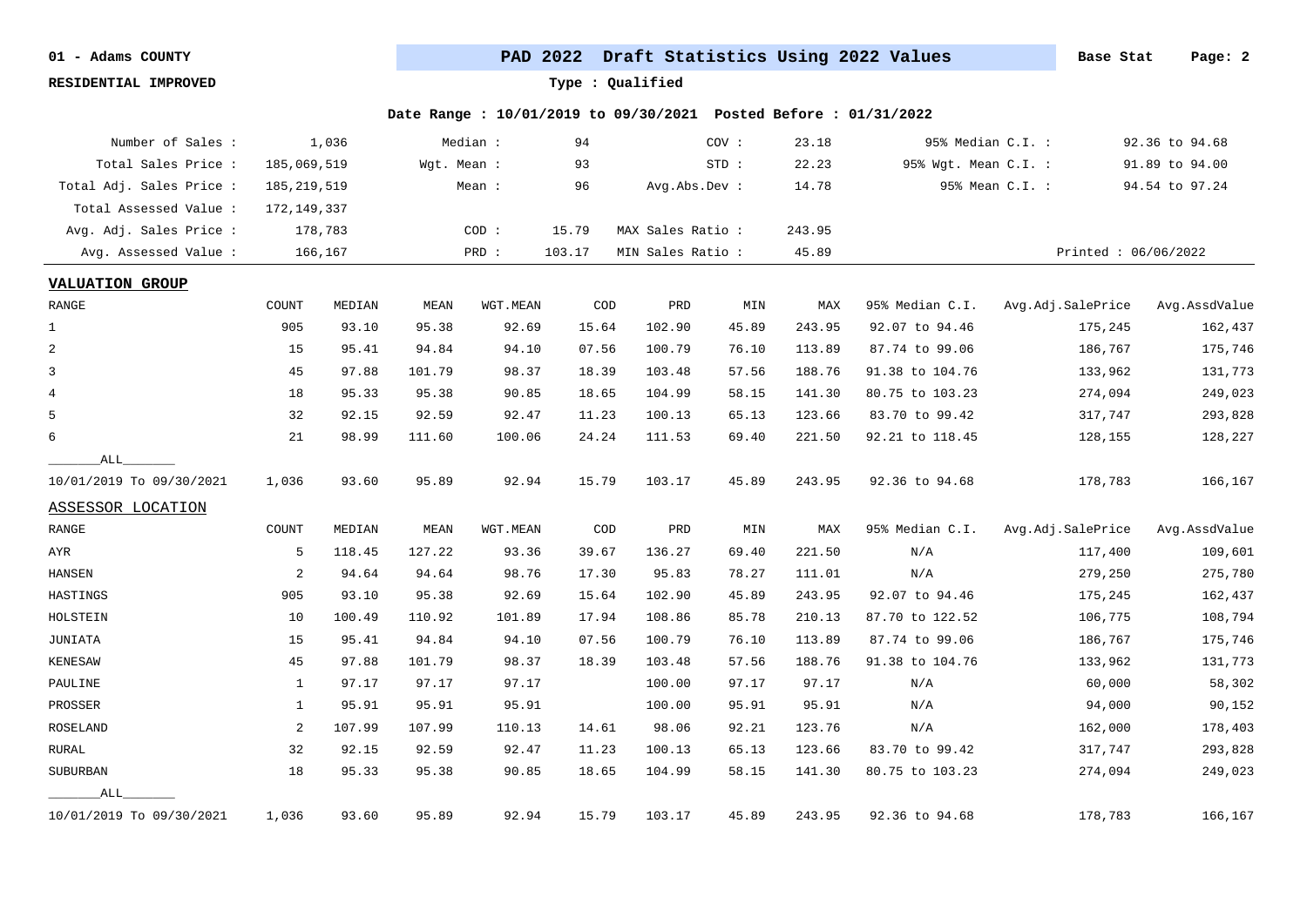01 - Adams COUNTY

RESIDENTIAL IMPROVED

**PAD 2022 Draft Statistics Using 2022 Values**

Base Stat

Type : Qualified

Date Range : 10/01/2019 to 09/30/2021 Posted Before : 01/31/2022

| | | | | | | | |
|---|---|---|---|---|---|---|---|
| Number of Sales : | 1,036 | Median : | 94 | COV : | 23.18 | 95% Median C.I. : | 92.36 to 94.68 |
| Total Sales Price : | 185,069,519 | Wgt. Mean : | 93 | STD : | 22.23 | 95% Wgt. Mean C.I. : | 91.89 to 94.00 |
| Total Adj. Sales Price : | 185,219,519 | Mean : | 96 | Avg.Abs.Dev : | 14.78 | 95% Mean C.I. : | 94.54 to 97.24 |
| Total Assessed Value : | 172,149,337 | | | | | | |
| Avg. Adj. Sales Price : | 178,783 | COD : | 15.79 | MAX Sales Ratio : | 243.95 | | |
| Avg. Assessed Value : | 166,167 | PRD : | 103.17 | MIN Sales Ratio : | 45.89 | | Printed : 06/06/2022 |

**VALUATION GROUP**

| RANGE | COUNT | MEDIAN | MEAN | WGT.MEAN | COD | PRD | MIN | MAX | 95% Median C.I. | Avg.Adj.SalePrice | Avg.AssdValue |
|---|---|---|---|---|---|---|---|---|---|---|---|
| 1 | 905 | 93.10 | 95.38 | 92.69 | 15.64 | 102.90 | 45.89 | 243.95 | 92.07 to 94.46 | 175,245 | 162,437 |
| 2 | 15 | 95.41 | 94.84 | 94.10 | 07.56 | 100.79 | 76.10 | 113.89 | 87.74 to 99.06 | 186,767 | 175,746 |
| 3 | 45 | 97.88 | 101.79 | 98.37 | 18.39 | 103.48 | 57.56 | 188.76 | 91.38 to 104.76 | 133,962 | 131,773 |
| 4 | 18 | 95.33 | 95.38 | 90.85 | 18.65 | 104.99 | 58.15 | 141.30 | 80.75 to 103.23 | 274,094 | 249,023 |
| 5 | 32 | 92.15 | 92.59 | 92.47 | 11.23 | 100.13 | 65.13 | 123.66 | 83.70 to 99.42 | 317,747 | 293,828 |
| 6 | 21 | 98.99 | 111.60 | 100.06 | 24.24 | 111.53 | 69.40 | 221.50 | 92.21 to 118.45 | 128,155 | 128,227 |
| _______ALL_______ | | | | | | | | | | | |
| 10/01/2019 To 09/30/2021 | 1,036 | 93.60 | 95.89 | 92.94 | 15.79 | 103.17 | 45.89 | 243.95 | 92.36 to 94.68 | 178,783 | 166,167 |

**ASSESSOR LOCATION**

| RANGE | COUNT | MEDIAN | MEAN | WGT.MEAN | COD | PRD | MIN | MAX | 95% Median C.I. | Avg.Adj.SalePrice | Avg.AssdValue |
|---|---|---|---|---|---|---|---|---|---|---|---|
| AYR | 5 | 118.45 | 127.22 | 93.36 | 39.67 | 136.27 | 69.40 | 221.50 | N/A | 117,400 | 109,601 |
| HANSEN | 2 | 94.64 | 94.64 | 98.76 | 17.30 | 95.83 | 78.27 | 111.01 | N/A | 279,250 | 275,780 |
| HASTINGS | 905 | 93.10 | 95.38 | 92.69 | 15.64 | 102.90 | 45.89 | 243.95 | 92.07 to 94.46 | 175,245 | 162,437 |
| HOLSTEIN | 10 | 100.49 | 110.92 | 101.89 | 17.94 | 108.86 | 85.78 | 210.13 | 87.70 to 122.52 | 106,775 | 108,794 |
| JUNIATA | 15 | 95.41 | 94.84 | 94.10 | 07.56 | 100.79 | 76.10 | 113.89 | 87.74 to 99.06 | 186,767 | 175,746 |
| KENESAW | 45 | 97.88 | 101.79 | 98.37 | 18.39 | 103.48 | 57.56 | 188.76 | 91.38 to 104.76 | 133,962 | 131,773 |
| PAULINE | 1 | 97.17 | 97.17 | 97.17 | | 100.00 | 97.17 | 97.17 | N/A | 60,000 | 58,302 |
| PROSSER | 1 | 95.91 | 95.91 | 95.91 | | 100.00 | 95.91 | 95.91 | N/A | 94,000 | 90,152 |
| ROSELAND | 2 | 107.99 | 107.99 | 110.13 | 14.61 | 98.06 | 92.21 | 123.76 | N/A | 162,000 | 178,403 |
| RURAL | 32 | 92.15 | 92.59 | 92.47 | 11.23 | 100.13 | 65.13 | 123.66 | 83.70 to 99.42 | 317,747 | 293,828 |
| SUBURBAN | 18 | 95.33 | 95.38 | 90.85 | 18.65 | 104.99 | 58.15 | 141.30 | 80.75 to 103.23 | 274,094 | 249,023 |
| _______ALL_______ | | | | | | | | | | | |
| 10/01/2019 To 09/30/2021 | 1,036 | 93.60 | 95.89 | 92.94 | 15.79 | 103.17 | 45.89 | 243.95 | 92.36 to 94.68 | 178,783 | 166,167 |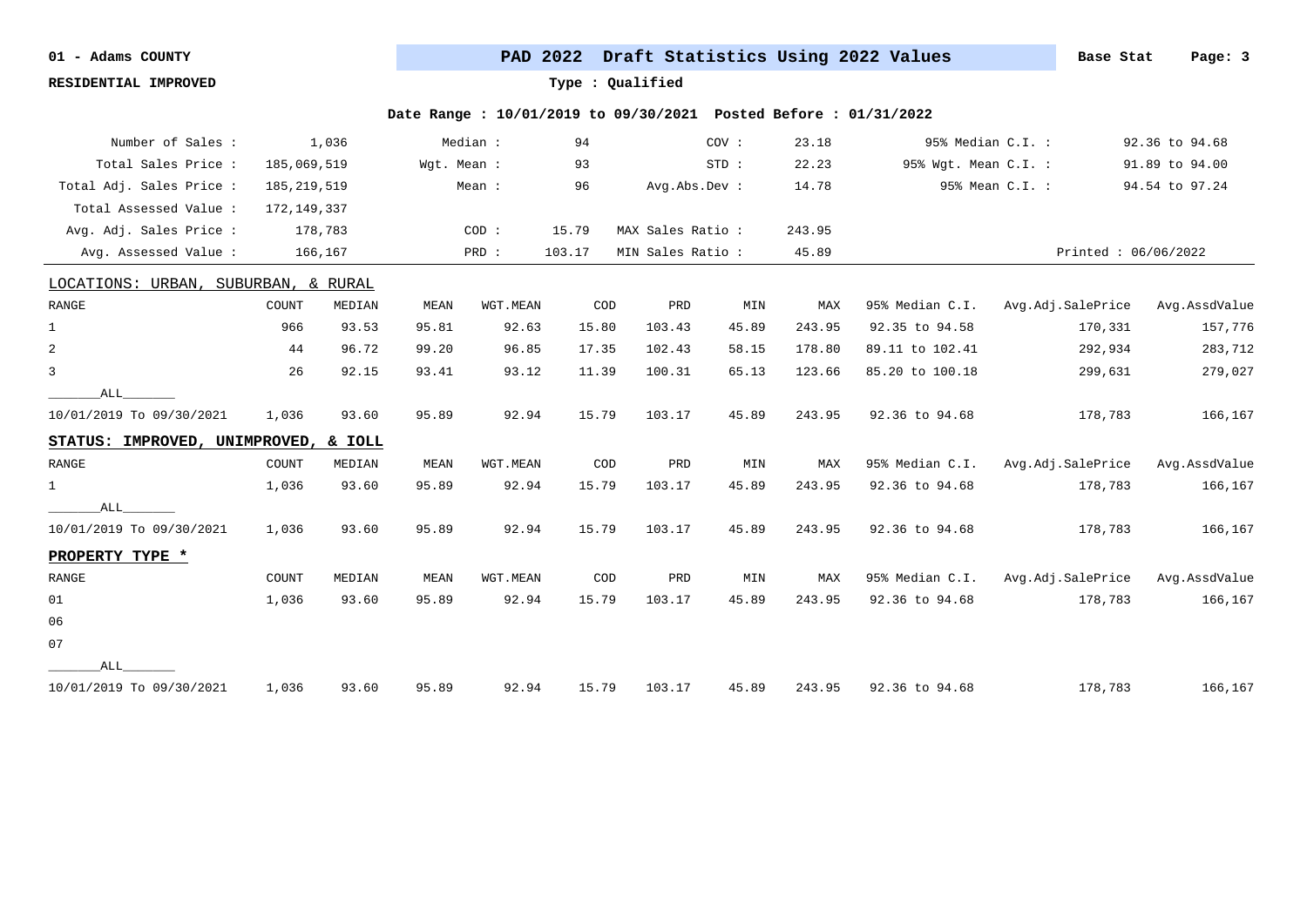01 - Adams COUNTY

RESIDENTIAL IMPROVED

# PAD 2022 Draft Statistics Using 2022 Values

Base Stat

Type : Qualified

**Date Range : 10/01/2019 to 09/30/2021 Posted Before : 01/31/2022**

| | | | | | | | |
|---|---|---|---|---|---|---|---|
| Number of Sales : | 1,036 | Median : | 94 | COV : | 23.18 | 95% Median C.I. : | 92.36 to 94.68 |
| Total Sales Price : | 185,069,519 | Wgt. Mean : | 93 | STD : | 22.23 | 95% Wgt. Mean C.I. : | 91.89 to 94.00 |
| Total Adj. Sales Price : | 185,219,519 | Mean : | 96 | Avg.Abs.Dev : | 14.78 | 95% Mean C.I. : | 94.54 to 97.24 |
| Total Assessed Value : | 172,149,337 | | | | | | |
| Avg. Adj. Sales Price : | 178,783 | COD : | 15.79 | MAX Sales Ratio : | 243.95 | | |
| Avg. Assessed Value : | 166,167 | PRD : | 103.17 | MIN Sales Ratio : | 45.89 | Printed : 06/06/2022 | |

## LOCATIONS: URBAN, SUBURBAN, & RURAL

| RANGE | COUNT | MEDIAN | MEAN | WGT.MEAN | COD | PRD | MIN | MAX | 95% Median C.I. | Avg.Adj.SalePrice | Avg.AssdValue |
|---|---|---|---|---|---|---|---|---|---|---|---|
| 1 | 966 | 93.53 | 95.81 | 92.63 | 15.80 | 103.43 | 45.89 | 243.95 | 92.35 to 94.58 | 170,331 | 157,776 |
| 2 | 44 | 96.72 | 99.20 | 96.85 | 17.35 | 102.43 | 58.15 | 178.80 | 89.11 to 102.41 | 292,934 | 283,712 |
| 3 | 26 | 92.15 | 93.41 | 93.12 | 11.39 | 100.31 | 65.13 | 123.66 | 85.20 to 100.18 | 299,631 | 279,027 |
| _______ALL_______ | | | | | | | | | | | |
| 10/01/2019 To 09/30/2021 | 1,036 | 93.60 | 95.89 | 92.94 | 15.79 | 103.17 | 45.89 | 243.95 | 92.36 to 94.68 | 178,783 | 166,167 |

## STATUS: IMPROVED, UNIMPROVED, & IOLL

| RANGE | COUNT | MEDIAN | MEAN | WGT.MEAN | COD | PRD | MIN | MAX | 95% Median C.I. | Avg.Adj.SalePrice | Avg.AssdValue |
|---|---|---|---|---|---|---|---|---|---|---|---|
| 1 | 1,036 | 93.60 | 95.89 | 92.94 | 15.79 | 103.17 | 45.89 | 243.95 | 92.36 to 94.68 | 178,783 | 166,167 |
| _______ALL_______ | | | | | | | | | | | |
| 10/01/2019 To 09/30/2021 | 1,036 | 93.60 | 95.89 | 92.94 | 15.79 | 103.17 | 45.89 | 243.95 | 92.36 to 94.68 | 178,783 | 166,167 |

## PROPERTY TYPE *

| RANGE | COUNT | MEDIAN | MEAN | WGT.MEAN | COD | PRD | MIN | MAX | 95% Median C.I. | Avg.Adj.SalePrice | Avg.AssdValue |
|---|---|---|---|---|---|---|---|---|---|---|---|
| 01 | 1,036 | 93.60 | 95.89 | 92.94 | 15.79 | 103.17 | 45.89 | 243.95 | 92.36 to 94.68 | 178,783 | 166,167 |
| 06 | | | | | | | | | | | |
| 07 | | | | | | | | | | | |
| _______ALL_______ | | | | | | | | | | | |
| 10/01/2019 To 09/30/2021 | 1,036 | 93.60 | 95.89 | 92.94 | 15.79 | 103.17 | 45.89 | 243.95 | 92.36 to 94.68 | 178,783 | 166,167 |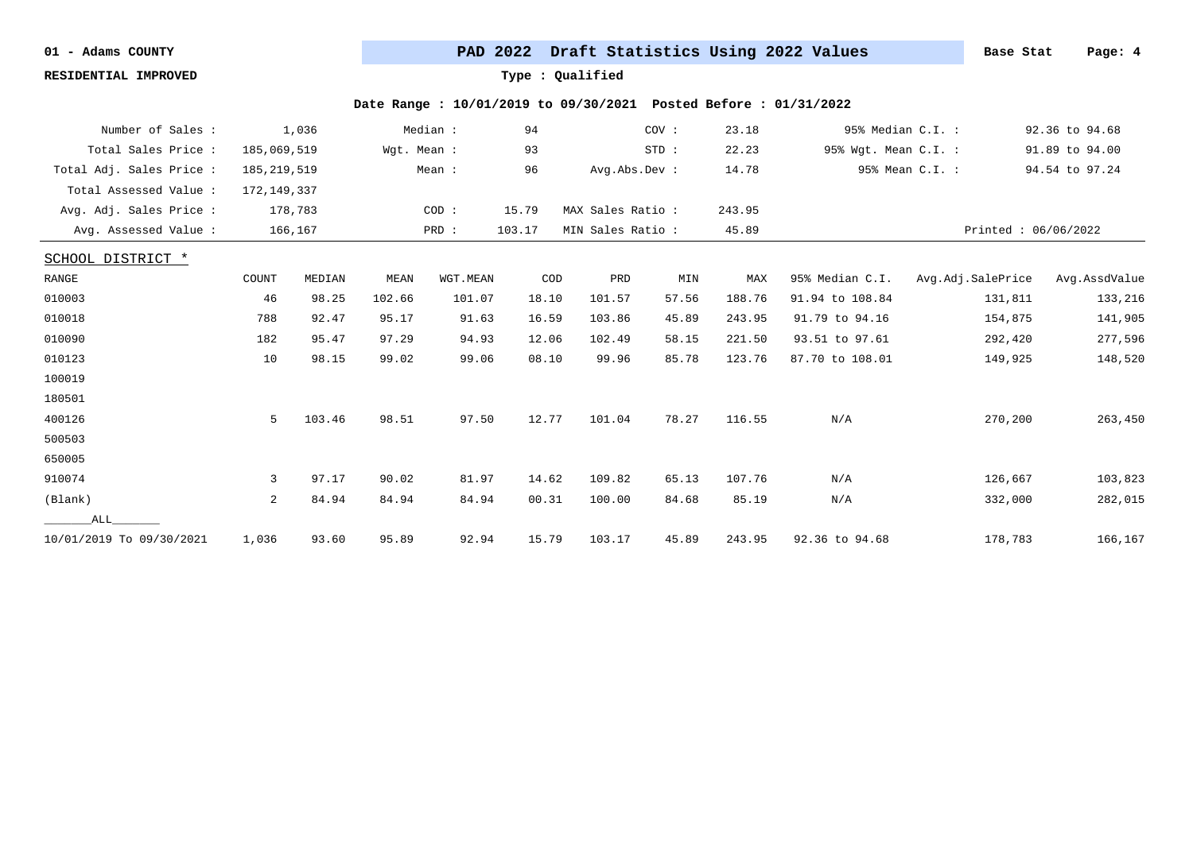**01 - Adams COUNTY**

**RESIDENTIAL IMPROVED**

## PAD 2022 Draft Statistics Using 2022 Values

**Base Stat**

**Type : Qualified**

**Date Range : 10/01/2019 to 09/30/2021 Posted Before : 01/31/2022**

| | | | | | | | |
|---|---|---|---|---|---|---|---|
| Number of Sales : | 1,036 | Median : | 94 | COV : | 23.18 | 95% Median C.I. : | 92.36 to 94.68 |
| Total Sales Price : | 185,069,519 | Wgt. Mean : | 93 | STD : | 22.23 | 95% Wgt. Mean C.I. : | 91.89 to 94.00 |
| Total Adj. Sales Price : | 185,219,519 | Mean : | 96 | Avg.Abs.Dev : | 14.78 | 95% Mean C.I. : | 94.54 to 97.24 |
| Total Assessed Value : | 172,149,337 | | | | | | |
| Avg. Adj. Sales Price : | 178,783 | COD : | 15.79 | MAX Sales Ratio : | 243.95 | | |
| Avg. Assessed Value : | 166,167 | PRD : | 103.17 | MIN Sales Ratio : | 45.89 | | Printed : 06/06/2022 |

SCHOOL DISTRICT *

| RANGE | COUNT | MEDIAN | MEAN | WGT.MEAN | COD | PRD | MIN | MAX | 95% Median C.I. | Avg.Adj.SalePrice | Avg.AssdValue |
|---|---|---|---|---|---|---|---|---|---|---|---|
| 010003 | 46 | 98.25 | 102.66 | 101.07 | 18.10 | 101.57 | 57.56 | 188.76 | 91.94 to 108.84 | 131,811 | 133,216 |
| 010018 | 788 | 92.47 | 95.17 | 91.63 | 16.59 | 103.86 | 45.89 | 243.95 | 91.79 to 94.16 | 154,875 | 141,905 |
| 010090 | 182 | 95.47 | 97.29 | 94.93 | 12.06 | 102.49 | 58.15 | 221.50 | 93.51 to 97.61 | 292,420 | 277,596 |
| 010123 | 10 | 98.15 | 99.02 | 99.06 | 08.10 | 99.96 | 85.78 | 123.76 | 87.70 to 108.01 | 149,925 | 148,520 |
| 100019 | | | | | | | | | | | |
| 180501 | | | | | | | | | | | |
| 400126 | 5 | 103.46 | 98.51 | 97.50 | 12.77 | 101.04 | 78.27 | 116.55 | N/A | 270,200 | 263,450 |
| 500503 | | | | | | | | | | | |
| 650005 | | | | | | | | | | | |
| 910074 | 3 | 97.17 | 90.02 | 81.97 | 14.62 | 109.82 | 65.13 | 107.76 | N/A | 126,667 | 103,823 |
| (Blank) | 2 | 84.94 | 84.94 | 84.94 | 00.31 | 100.00 | 84.68 | 85.19 | N/A | 332,000 | 282,015 |
| _______ALL_______ | | | | | | | | | | | |
| 10/01/2019 To 09/30/2021 | 1,036 | 93.60 | 95.89 | 92.94 | 15.79 | 103.17 | 45.89 | 243.95 | 92.36 to 94.68 | 178,783 | 166,167 |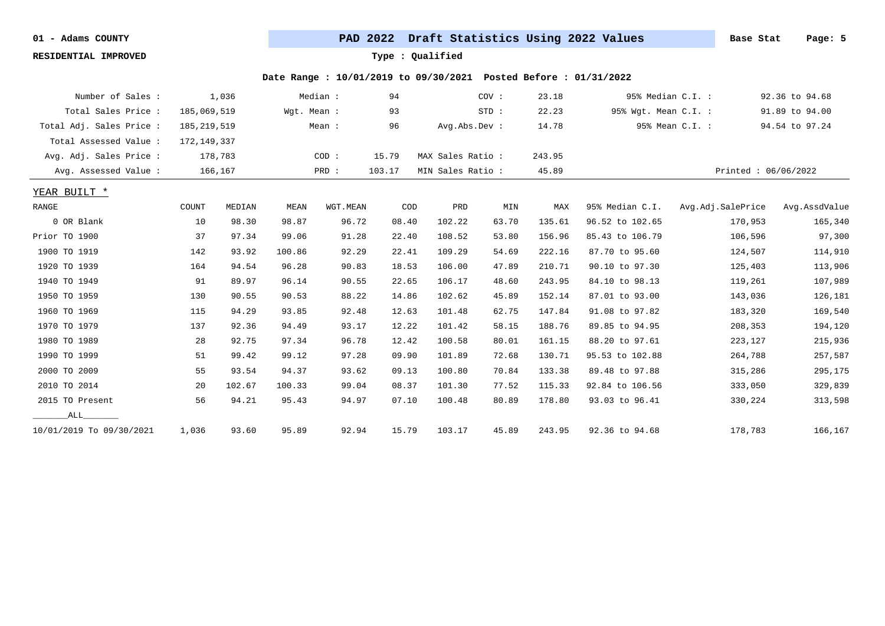01 - Adams COUNTY

RESIDENTIAL IMPROVED

# PAD 2022 Draft Statistics Using 2022 Values

Base Stat

Type : Qualified

Date Range : 10/01/2019 to 09/30/2021 Posted Before : 01/31/2022

| | | | | | | | |
|---|---|---|---|---|---|---|---|
| Number of Sales : | 1,036 | Median : | 94 | COV : | 23.18 | 95% Median C.I. : | 92.36 to 94.68 |
| Total Sales Price : | 185,069,519 | Wgt. Mean : | 93 | STD : | 22.23 | 95% Wgt. Mean C.I. : | 91.89 to 94.00 |
| Total Adj. Sales Price : | 185,219,519 | Mean : | 96 | Avg.Abs.Dev : | 14.78 | 95% Mean C.I. : | 94.54 to 97.24 |
| Total Assessed Value : | 172,149,337 | | | | | | |
| Avg. Adj. Sales Price : | 178,783 | COD : | 15.79 | MAX Sales Ratio : | 243.95 | | |
| Avg. Assessed Value : | 166,167 | PRD : | 103.17 | MIN Sales Ratio : | 45.89 | | Printed : 06/06/2022 |

YEAR BUILT *

| RANGE | COUNT | MEDIAN | MEAN | WGT.MEAN | COD | PRD | MIN | MAX | 95% Median C.I. | Avg.Adj.SalePrice | Avg.AssdValue |
|---|---|---|---|---|---|---|---|---|---|---|---|
| 0 OR Blank | 10 | 98.30 | 98.87 | 96.72 | 08.40 | 102.22 | 63.70 | 135.61 | 96.52 to 102.65 | 170,953 | 165,340 |
| Prior TO 1900 | 37 | 97.34 | 99.06 | 91.28 | 22.40 | 108.52 | 53.80 | 156.96 | 85.43 to 106.79 | 106,596 | 97,300 |
| 1900 TO 1919 | 142 | 93.92 | 100.86 | 92.29 | 22.41 | 109.29 | 54.69 | 222.16 | 87.70 to 95.60 | 124,507 | 114,910 |
| 1920 TO 1939 | 164 | 94.54 | 96.28 | 90.83 | 18.53 | 106.00 | 47.89 | 210.71 | 90.10 to 97.30 | 125,403 | 113,906 |
| 1940 TO 1949 | 91 | 89.97 | 96.14 | 90.55 | 22.65 | 106.17 | 48.60 | 243.95 | 84.10 to 98.13 | 119,261 | 107,989 |
| 1950 TO 1959 | 130 | 90.55 | 90.53 | 88.22 | 14.86 | 102.62 | 45.89 | 152.14 | 87.01 to 93.00 | 143,036 | 126,181 |
| 1960 TO 1969 | 115 | 94.29 | 93.85 | 92.48 | 12.63 | 101.48 | 62.75 | 147.84 | 91.08 to 97.82 | 183,320 | 169,540 |
| 1970 TO 1979 | 137 | 92.36 | 94.49 | 93.17 | 12.22 | 101.42 | 58.15 | 188.76 | 89.85 to 94.95 | 208,353 | 194,120 |
| 1980 TO 1989 | 28 | 92.75 | 97.34 | 96.78 | 12.42 | 100.58 | 80.01 | 161.15 | 88.20 to 97.61 | 223,127 | 215,936 |
| 1990 TO 1999 | 51 | 99.42 | 99.12 | 97.28 | 09.90 | 101.89 | 72.68 | 130.71 | 95.53 to 102.88 | 264,788 | 257,587 |
| 2000 TO 2009 | 55 | 93.54 | 94.37 | 93.62 | 09.13 | 100.80 | 70.84 | 133.38 | 89.48 to 97.88 | 315,286 | 295,175 |
| 2010 TO 2014 | 20 | 102.67 | 100.33 | 99.04 | 08.37 | 101.30 | 77.52 | 115.33 | 92.84 to 106.56 | 333,050 | 329,839 |
| 2015 TO Present | 56 | 94.21 | 95.43 | 94.97 | 07.10 | 100.48 | 80.89 | 178.80 | 93.03 to 96.41 | 330,224 | 313,598 |
| _______ALL_______ | | | | | | | | | | | |
| 10/01/2019 To 09/30/2021 | 1,036 | 93.60 | 95.89 | 92.94 | 15.79 | 103.17 | 45.89 | 243.95 | 92.36 to 94.68 | 178,783 | 166,167 |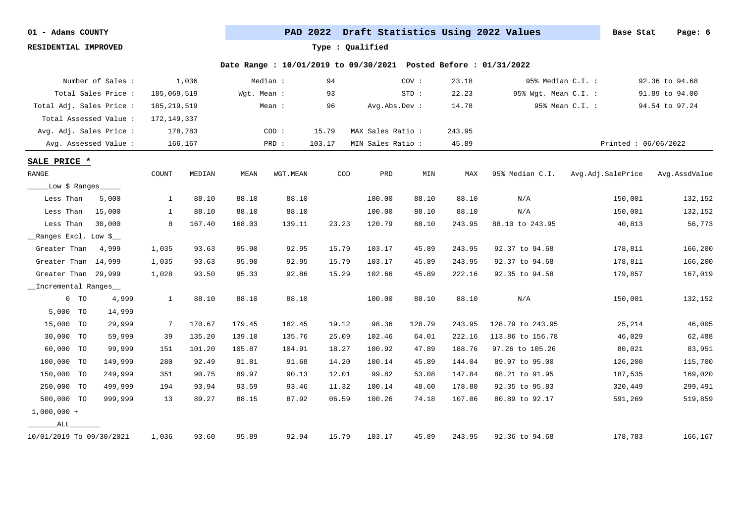01 - Adams COUNTY

RESIDENTIAL IMPROVED

## PAD 2022 Draft Statistics Using 2022 Values

Base Stat

Type : Qualified

Date Range : 10/01/2019 to 09/30/2021 Posted Before : 01/31/2022

| | | | | | | | | |
|---|---|---|---|---|---|---|---|---|
| Number of Sales : | 1,036 | Median : | 94 | COV : | 23.18 | 95% Median C.I. : | 92.36 to 94.68 |
| Total Sales Price : | 185,069,519 | Wgt. Mean : | 93 | STD : | 22.23 | 95% Wgt. Mean C.I. : | 91.89 to 94.00 |
| Total Adj. Sales Price : | 185,219,519 | Mean : | 96 | Avg.Abs.Dev : | 14.78 | 95% Mean C.I. : | 94.54 to 97.24 |
| Total Assessed Value : | 172,149,337 | | | | | | |
| Avg. Adj. Sales Price : | 178,783 | COD : | 15.79 | MAX Sales Ratio : | 243.95 | | |
| Avg. Assessed Value : | 166,167 | PRD : | 103.17 | MIN Sales Ratio : | 45.89 | Printed : 06/06/2022 | |

**SALE PRICE ***

| RANGE | COUNT | MEDIAN | MEAN | WGT.MEAN | COD | PRD | MIN | MAX | 95% Median C.I. | Avg.Adj.SalePrice | Avg.AssdValue |
|---|---|---|---|---|---|---|---|---|---|---|---|
| _____Low $ Ranges_____ | | | | | | | | | | | |
| Less Than 5,000 | 1 | 88.10 | 88.10 | 88.10 | | 100.00 | 88.10 | 88.10 | N/A | 150,001 | 132,152 |
| Less Than 15,000 | 1 | 88.10 | 88.10 | 88.10 | | 100.00 | 88.10 | 88.10 | N/A | 150,001 | 132,152 |
| Less Than 30,000 | 8 | 167.40 | 168.03 | 139.11 | 23.23 | 120.79 | 88.10 | 243.95 | 88.10 to 243.95 | 40,813 | 56,773 |
| __Ranges Excl. Low $__ | | | | | | | | | | | |
| Greater Than 4,999 | 1,035 | 93.63 | 95.90 | 92.95 | 15.79 | 103.17 | 45.89 | 243.95 | 92.37 to 94.68 | 178,811 | 166,200 |
| Greater Than 14,999 | 1,035 | 93.63 | 95.90 | 92.95 | 15.79 | 103.17 | 45.89 | 243.95 | 92.37 to 94.68 | 178,811 | 166,200 |
| Greater Than 29,999 | 1,028 | 93.50 | 95.33 | 92.86 | 15.29 | 102.66 | 45.89 | 222.16 | 92.35 to 94.58 | 179,857 | 167,019 |
| __Incremental Ranges__ | | | | | | | | | | | |
| 0 TO 4,999 | 1 | 88.10 | 88.10 | 88.10 | | 100.00 | 88.10 | 88.10 | N/A | 150,001 | 132,152 |
| 5,000 TO 14,999 | | | | | | | | | | | |
| 15,000 TO 29,999 | 7 | 170.67 | 179.45 | 182.45 | 19.12 | 98.36 | 128.79 | 243.95 | 128.79 to 243.95 | 25,214 | 46,005 |
| 30,000 TO 59,999 | 39 | 135.20 | 139.10 | 135.76 | 25.09 | 102.46 | 64.01 | 222.16 | 113.86 to 156.78 | 46,029 | 62,488 |
| 60,000 TO 99,999 | 151 | 101.20 | 105.87 | 104.91 | 18.27 | 100.92 | 47.89 | 188.76 | 97.26 to 105.26 | 80,021 | 83,951 |
| 100,000 TO 149,999 | 280 | 92.49 | 91.81 | 91.68 | 14.20 | 100.14 | 45.89 | 144.04 | 89.97 to 95.00 | 126,200 | 115,700 |
| 150,000 TO 249,999 | 351 | 90.75 | 89.97 | 90.13 | 12.01 | 99.82 | 53.08 | 147.84 | 88.21 to 91.95 | 187,535 | 169,020 |
| 250,000 TO 499,999 | 194 | 93.94 | 93.59 | 93.46 | 11.32 | 100.14 | 48.60 | 178.80 | 92.35 to 95.83 | 320,449 | 299,491 |
| 500,000 TO 999,999 | 13 | 89.27 | 88.15 | 87.92 | 06.59 | 100.26 | 74.18 | 107.06 | 80.89 to 92.17 | 591,269 | 519,859 |
| 1,000,000 + | | | | | | | | | | | |
| _______ALL_______ | | | | | | | | | | | |
| 10/01/2019 To 09/30/2021 | 1,036 | 93.60 | 95.89 | 92.94 | 15.79 | 103.17 | 45.89 | 243.95 | 92.36 to 94.68 | 178,783 | 166,167 |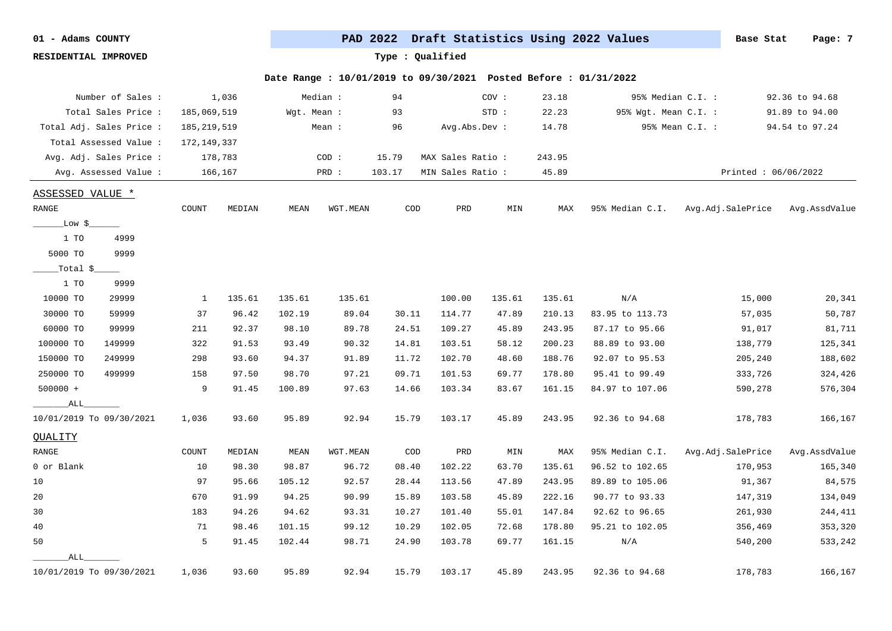01 - Adams COUNTY

RESIDENTIAL IMPROVED

**PAD 2022 Draft Statistics Using 2022 Values**

Base Stat

Type : Qualified

Date Range : 10/01/2019 to 09/30/2021 Posted Before : 01/31/2022

| | | | | | | | | |
|---|---|---|---|---|---|---|---|---|
| Number of Sales : | 1,036 | Median : | 94 | COV : | 23.18 | 95% Median C.I. : | 92.36 to 94.68 |
| Total Sales Price : | 185,069,519 | Wgt. Mean : | 93 | STD : | 22.23 | 95% Wgt. Mean C.I. : | 91.89 to 94.00 |
| Total Adj. Sales Price : | 185,219,519 | Mean : | 96 | Avg.Abs.Dev : | 14.78 | 95% Mean C.I. : | 94.54 to 97.24 |
| Total Assessed Value : | 172,149,337 | | | | | | |
| Avg. Adj. Sales Price : | 178,783 | COD : | 15.79 | MAX Sales Ratio : | 243.95 | | |
| Avg. Assessed Value : | 166,167 | PRD : | 103.17 | MIN Sales Ratio : | 45.89 | Printed : 06/06/2022 | |

## ASSESSED VALUE *

| RANGE | COUNT | MEDIAN | MEAN | WGT.MEAN | COD | PRD | MIN | MAX | 95% Median C.I. | Avg.Adj.SalePrice | Avg.AssdValue |
|---|---|---|---|---|---|---|---|---|---|---|---|
| ____Low $____ | | | | | | | | | | | |
| 1 TO 4999 | | | | | | | | | | | |
| 5000 TO 9999 | | | | | | | | | | | |
| ____Total $____ | | | | | | | | | | | |
| 1 TO 9999 | | | | | | | | | | | |
| 10000 TO 29999 | 1 | 135.61 | 135.61 | 135.61 | | 100.00 | 135.61 | 135.61 | N/A | 15,000 | 20,341 |
| 30000 TO 59999 | 37 | 96.42 | 102.19 | 89.04 | 30.11 | 114.77 | 47.89 | 210.13 | 83.95 to 113.73 | 57,035 | 50,787 |
| 60000 TO 99999 | 211 | 92.37 | 98.10 | 89.78 | 24.51 | 109.27 | 45.89 | 243.95 | 87.17 to 95.66 | 91,017 | 81,711 |
| 100000 TO 149999 | 322 | 91.53 | 93.49 | 90.32 | 14.81 | 103.51 | 58.12 | 200.23 | 88.89 to 93.00 | 138,779 | 125,341 |
| 150000 TO 249999 | 298 | 93.60 | 94.37 | 91.89 | 11.72 | 102.70 | 48.60 | 188.76 | 92.07 to 95.53 | 205,240 | 188,602 |
| 250000 TO 499999 | 158 | 97.50 | 98.70 | 97.21 | 09.71 | 101.53 | 69.77 | 178.80 | 95.41 to 99.49 | 333,726 | 324,426 |
| 500000 + | 9 | 91.45 | 100.89 | 97.63 | 14.66 | 103.34 | 83.67 | 161.15 | 84.97 to 107.06 | 590,278 | 576,304 |
| _____ALL_____ | | | | | | | | | | | |
| 10/01/2019 To 09/30/2021 | 1,036 | 93.60 | 95.89 | 92.94 | 15.79 | 103.17 | 45.89 | 243.95 | 92.36 to 94.68 | 178,783 | 166,167 |

## QUALITY

| RANGE | COUNT | MEDIAN | MEAN | WGT.MEAN | COD | PRD | MIN | MAX | 95% Median C.I. | Avg.Adj.SalePrice | Avg.AssdValue |
|---|---|---|---|---|---|---|---|---|---|---|---|
| 0 or Blank | 10 | 98.30 | 98.87 | 96.72 | 08.40 | 102.22 | 63.70 | 135.61 | 96.52 to 102.65 | 170,953 | 165,340 |
| 10 | 97 | 95.66 | 105.12 | 92.57 | 28.44 | 113.56 | 47.89 | 243.95 | 89.89 to 105.06 | 91,367 | 84,575 |
| 20 | 670 | 91.99 | 94.25 | 90.99 | 15.89 | 103.58 | 45.89 | 222.16 | 90.77 to 93.33 | 147,319 | 134,049 |
| 30 | 183 | 94.26 | 94.62 | 93.31 | 10.27 | 101.40 | 55.01 | 147.84 | 92.62 to 96.65 | 261,930 | 244,411 |
| 40 | 71 | 98.46 | 101.15 | 99.12 | 10.29 | 102.05 | 72.68 | 178.80 | 95.21 to 102.05 | 356,469 | 353,320 |
| 50 | 5 | 91.45 | 102.44 | 98.71 | 24.90 | 103.78 | 69.77 | 161.15 | N/A | 540,200 | 533,242 |
| _____ALL_____ | | | | | | | | | | | |
| 10/01/2019 To 09/30/2021 | 1,036 | 93.60 | 95.89 | 92.94 | 15.79 | 103.17 | 45.89 | 243.95 | 92.36 to 94.68 | 178,783 | 166,167 |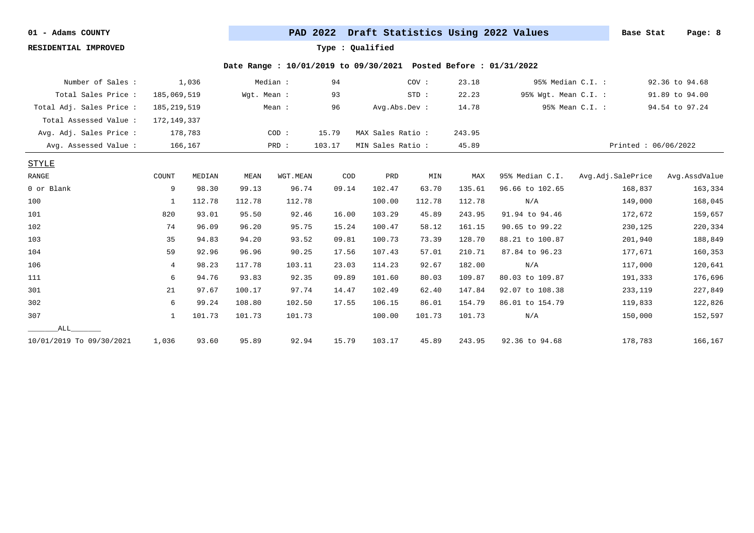01 - Adams COUNTY

RESIDENTIAL IMPROVED

**PAD 2022 Draft Statistics Using 2022 Values**

Base Stat

Type : Qualified

Date Range : 10/01/2019 to 09/30/2021 Posted Before : 01/31/2022

| | | | | | | | |
|---|---|---|---|---|---|---|---|
| Number of Sales : | 1,036 | Median : | 94 | COV : | 23.18 | 95% Median C.I. : | 92.36 to 94.68 |
| Total Sales Price : | 185,069,519 | Wgt. Mean : | 93 | STD : | 22.23 | 95% Wgt. Mean C.I. : | 91.89 to 94.00 |
| Total Adj. Sales Price : | 185,219,519 | Mean : | 96 | Avg.Abs.Dev : | 14.78 | 95% Mean C.I. : | 94.54 to 97.24 |
| Total Assessed Value : | 172,149,337 | | | | | | |
| Avg. Adj. Sales Price : | 178,783 | COD : | 15.79 | MAX Sales Ratio : | 243.95 | | |
| Avg. Assessed Value : | 166,167 | PRD : | 103.17 | MIN Sales Ratio : | 45.89 | | Printed : 06/06/2022 |

STYLE

| RANGE | COUNT | MEDIAN | MEAN | WGT.MEAN | COD | PRD | MIN | MAX | 95% Median C.I. | Avg.Adj.SalePrice | Avg.AssdValue |
|---|---|---|---|---|---|---|---|---|---|---|---|
| 0 or Blank | 9 | 98.30 | 99.13 | 96.74 | 09.14 | 102.47 | 63.70 | 135.61 | 96.66 to 102.65 | 168,837 | 163,334 |
| 100 | 1 | 112.78 | 112.78 | 112.78 | | 100.00 | 112.78 | 112.78 | N/A | 149,000 | 168,045 |
| 101 | 820 | 93.01 | 95.50 | 92.46 | 16.00 | 103.29 | 45.89 | 243.95 | 91.94 to 94.46 | 172,672 | 159,657 |
| 102 | 74 | 96.09 | 96.20 | 95.75 | 15.24 | 100.47 | 58.12 | 161.15 | 90.65 to 99.22 | 230,125 | 220,334 |
| 103 | 35 | 94.83 | 94.20 | 93.52 | 09.81 | 100.73 | 73.39 | 128.70 | 88.21 to 100.87 | 201,940 | 188,849 |
| 104 | 59 | 92.96 | 96.96 | 90.25 | 17.56 | 107.43 | 57.01 | 210.71 | 87.84 to 96.23 | 177,671 | 160,353 |
| 106 | 4 | 98.23 | 117.78 | 103.11 | 23.03 | 114.23 | 92.67 | 182.00 | N/A | 117,000 | 120,641 |
| 111 | 6 | 94.76 | 93.83 | 92.35 | 09.89 | 101.60 | 80.03 | 109.87 | 80.03 to 109.87 | 191,333 | 176,696 |
| 301 | 21 | 97.67 | 100.17 | 97.74 | 14.47 | 102.49 | 62.40 | 147.84 | 92.07 to 108.38 | 233,119 | 227,849 |
| 302 | 6 | 99.24 | 108.80 | 102.50 | 17.55 | 106.15 | 86.01 | 154.79 | 86.01 to 154.79 | 119,833 | 122,826 |
| 307 | 1 | 101.73 | 101.73 | 101.73 | | 100.00 | 101.73 | 101.73 | N/A | 150,000 | 152,597 |
| ALL | | | | | | | | | | | |
| 10/01/2019 To 09/30/2021 | 1,036 | 93.60 | 95.89 | 92.94 | 15.79 | 103.17 | 45.89 | 243.95 | 92.36 to 94.68 | 178,783 | 166,167 |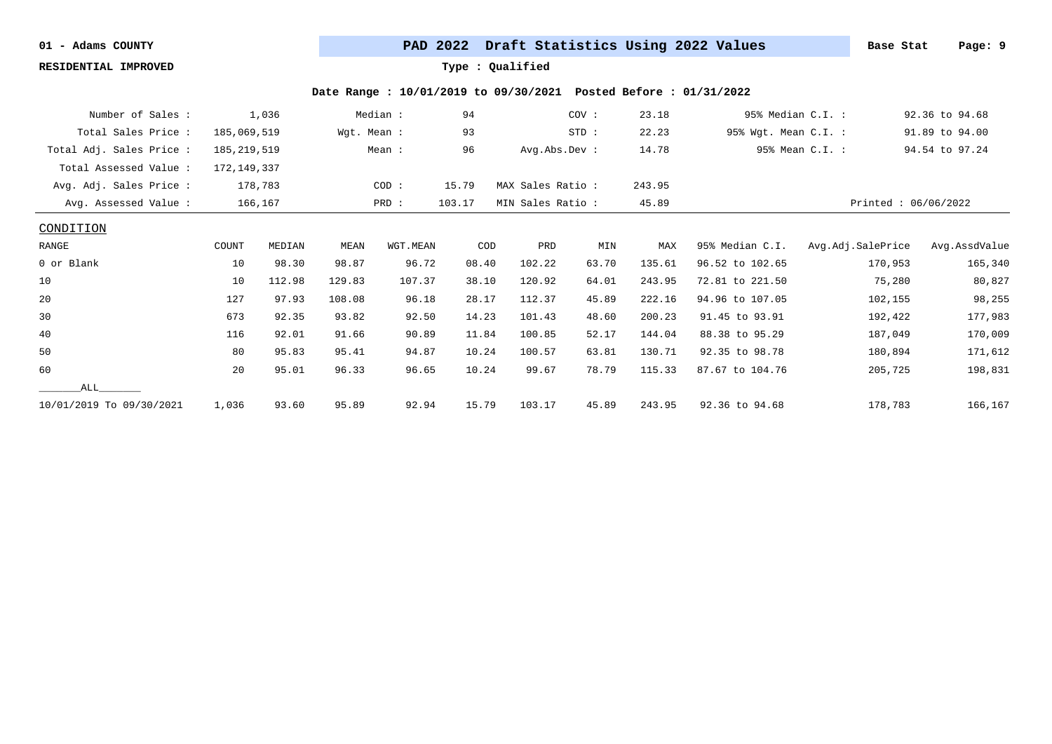01 - Adams COUNTY

**PAD 2022 Draft Statistics Using 2022 Values** Base Stat

RESIDENTIAL IMPROVED

Type : Qualified

Date Range : 10/01/2019 to 09/30/2021 Posted Before : 01/31/2022

| | | | | | | | | | |
|---|---|---|---|---|---|---|---|---|---|
| Number of Sales : | 1,036 | Median : | 94 | COV : | 23.18 | 95% Median C.I. : | 92.36 to 94.68 | | |
| Total Sales Price : | 185,069,519 | Wgt. Mean : | 93 | STD : | 22.23 | 95% Wgt. Mean C.I. : | 91.89 to 94.00 | | |
| Total Adj. Sales Price : | 185,219,519 | Mean : | 96 | Avg.Abs.Dev : | 14.78 | 95% Mean C.I. : | 94.54 to 97.24 | | |
| Total Assessed Value : | 172,149,337 | | | | | | | | |
| Avg. Adj. Sales Price : | 178,783 | COD : | 15.79 | MAX Sales Ratio : | 243.95 | | | | |
| Avg. Assessed Value : | 166,167 | PRD : | 103.17 | MIN Sales Ratio : | 45.89 | | Printed : 06/06/2022 | | |

CONDITION

| RANGE | COUNT | MEDIAN | MEAN | WGT.MEAN | COD | PRD | MIN | MAX | 95% Median C.I. | Avg.Adj.SalePrice | Avg.AssdValue |
|---|---|---|---|---|---|---|---|---|---|---|---|
| 0 or Blank | 10 | 98.30 | 98.87 | 96.72 | 08.40 | 102.22 | 63.70 | 135.61 | 96.52 to 102.65 | 170,953 | 165,340 |
| 10 | 10 | 112.98 | 129.83 | 107.37 | 38.10 | 120.92 | 64.01 | 243.95 | 72.81 to 221.50 | 75,280 | 80,827 |
| 20 | 127 | 97.93 | 108.08 | 96.18 | 28.17 | 112.37 | 45.89 | 222.16 | 94.96 to 107.05 | 102,155 | 98,255 |
| 30 | 673 | 92.35 | 93.82 | 92.50 | 14.23 | 101.43 | 48.60 | 200.23 | 91.45 to 93.91 | 192,422 | 177,983 |
| 40 | 116 | 92.01 | 91.66 | 90.89 | 11.84 | 100.85 | 52.17 | 144.04 | 88.38 to 95.29 | 187,049 | 170,009 |
| 50 | 80 | 95.83 | 95.41 | 94.87 | 10.24 | 100.57 | 63.81 | 130.71 | 92.35 to 98.78 | 180,894 | 171,612 |
| 60 | 20 | 95.01 | 96.33 | 96.65 | 10.24 | 99.67 | 78.79 | 115.33 | 87.67 to 104.76 | 205,725 | 198,831 |
| ALL | | | | | | | | | | | |
| 10/01/2019 To 09/30/2021 | 1,036 | 93.60 | 95.89 | 92.94 | 15.79 | 103.17 | 45.89 | 243.95 | 92.36 to 94.68 | 178,783 | 166,167 |